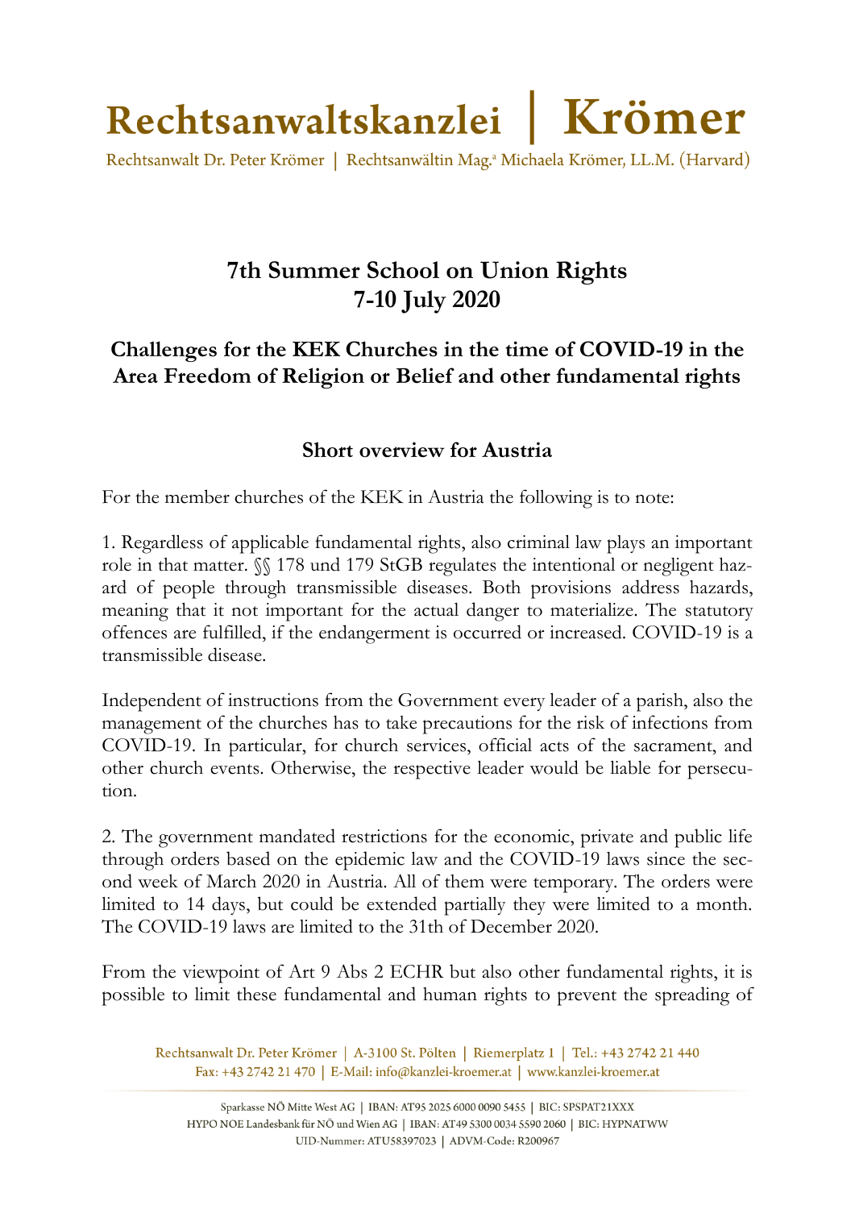# Rechtsanwaltskanzlei | Krömer

Rechtsanwalt Dr. Peter Krömer | Rechtsanwältin Mag.ª Michaela Krömer, LL.M. (Harvard)

## 7th Summer School on Union Rights
## 7-10 July 2020

### Challenges for the KEK Churches in the time of COVID-19 in the Area Freedom of Religion or Belief and other fundamental rights

### Short overview for Austria

For the member churches of the KEK in Austria the following is to note:

1. Regardless of applicable fundamental rights, also criminal law plays an important role in that matter. §§ 178 und 179 StGB regulates the intentional or negligent hazard of people through transmissible diseases. Both provisions address hazards, meaning that it not important for the actual danger to materialize. The statutory offences are fulfilled, if the endangerment is occurred or increased. COVID-19 is a transmissible disease.

Independent of instructions from the Government every leader of a parish, also the management of the churches has to take precautions for the risk of infections from COVID-19. In particular, for church services, official acts of the sacrament, and other church events. Otherwise, the respective leader would be liable for persecution.

2. The government mandated restrictions for the economic, private and public life through orders based on the epidemic law and the COVID-19 laws since the second week of March 2020 in Austria. All of them were temporary. The orders were limited to 14 days, but could be extended partially they were limited to a month. The COVID-19 laws are limited to the 31th of December 2020.

From the viewpoint of Art 9 Abs 2 ECHR but also other fundamental rights, it is possible to limit these fundamental and human rights to prevent the spreading of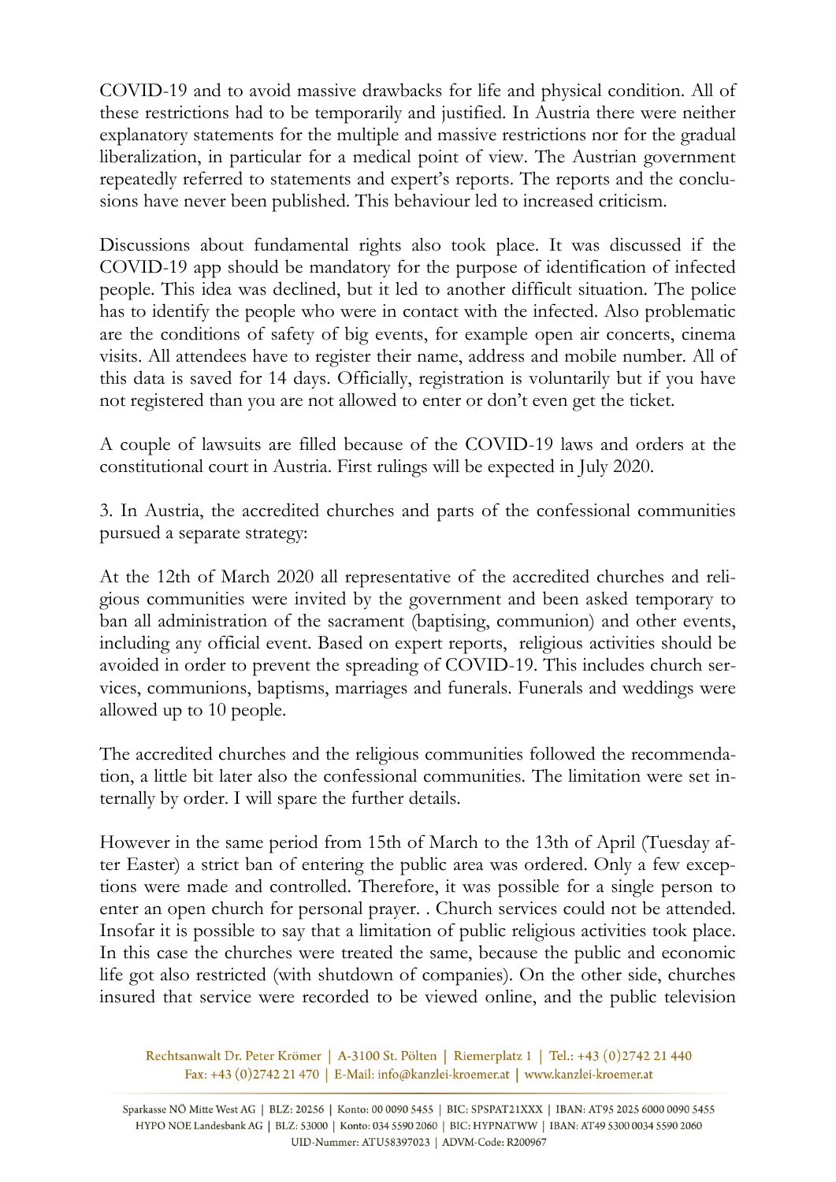COVID-19 and to avoid massive drawbacks for life and physical condition. All of these restrictions had to be temporarily and justified. In Austria there were neither explanatory statements for the multiple and massive restrictions nor for the gradual liberalization, in particular for a medical point of view. The Austrian government repeatedly referred to statements and expert's reports. The reports and the conclusions have never been published. This behaviour led to increased criticism.

Discussions about fundamental rights also took place. It was discussed if the COVID-19 app should be mandatory for the purpose of identification of infected people. This idea was declined, but it led to another difficult situation. The police has to identify the people who were in contact with the infected. Also problematic are the conditions of safety of big events, for example open air concerts, cinema visits. All attendees have to register their name, address and mobile number. All of this data is saved for 14 days. Officially, registration is voluntarily but if you have not registered than you are not allowed to enter or don't even get the ticket.

A couple of lawsuits are filled because of the COVID-19 laws and orders at the constitutional court in Austria. First rulings will be expected in July 2020.

3. In Austria, the accredited churches and parts of the confessional communities pursued a separate strategy:

At the 12th of March 2020 all representative of the accredited churches and religious communities were invited by the government and been asked temporary to ban all administration of the sacrament (baptising, communion) and other events, including any official event. Based on expert reports, religious activities should be avoided in order to prevent the spreading of COVID-19. This includes church services, communions, baptisms, marriages and funerals. Funerals and weddings were allowed up to 10 people.

The accredited churches and the religious communities followed the recommendation, a little bit later also the confessional communities. The limitation were set internally by order. I will spare the further details.

However in the same period from 15th of March to the 13th of April (Tuesday after Easter) a strict ban of entering the public area was ordered. Only a few exceptions were made and controlled. Therefore, it was possible for a single person to enter an open church for personal prayer. . Church services could not be attended. Insofar it is possible to say that a limitation of public religious activities took place. In this case the churches were treated the same, because the public and economic life got also restricted (with shutdown of companies). On the other side, churches insured that service were recorded to be viewed online, and the public television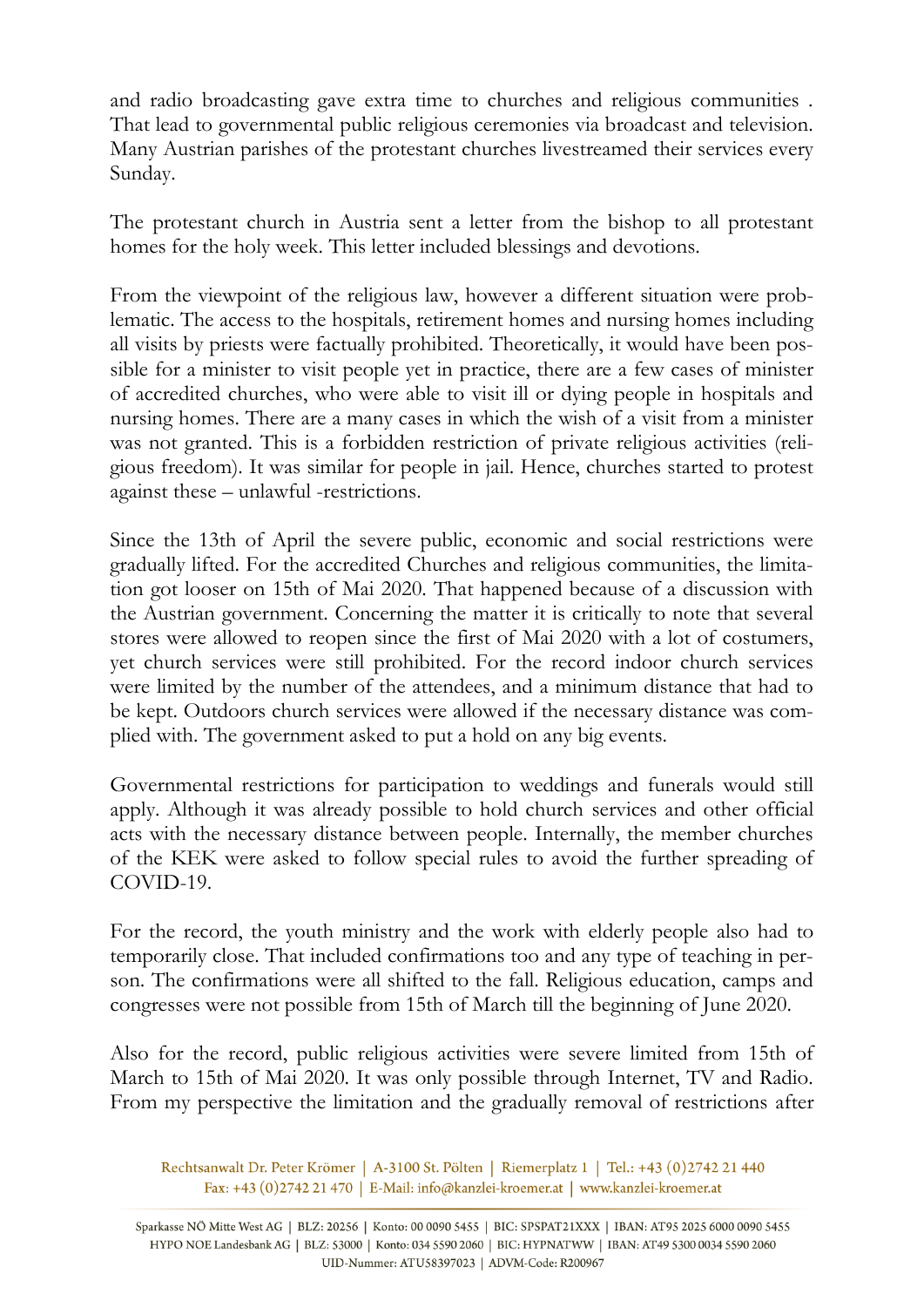and radio broadcasting gave extra time to churches and religious communities . That lead to governmental public religious ceremonies via broadcast and television. Many Austrian parishes of the protestant churches livestreamed their services every Sunday.

The protestant church in Austria sent a letter from the bishop to all protestant homes for the holy week. This letter included blessings and devotions.

From the viewpoint of the religious law, however a different situation were problematic. The access to the hospitals, retirement homes and nursing homes including all visits by priests were factually prohibited. Theoretically, it would have been possible for a minister to visit people yet in practice, there are a few cases of minister of accredited churches, who were able to visit ill or dying people in hospitals and nursing homes. There are a many cases in which the wish of a visit from a minister was not granted. This is a forbidden restriction of private religious activities (religious freedom). It was similar for people in jail. Hence, churches started to protest against these – unlawful -restrictions.

Since the 13th of April the severe public, economic and social restrictions were gradually lifted. For the accredited Churches and religious communities, the limitation got looser on 15th of Mai 2020. That happened because of a discussion with the Austrian government. Concerning the matter it is critically to note that several stores were allowed to reopen since the first of Mai 2020 with a lot of costumers, yet church services were still prohibited. For the record indoor church services were limited by the number of the attendees, and a minimum distance that had to be kept. Outdoors church services were allowed if the necessary distance was complied with. The government asked to put a hold on any big events.

Governmental restrictions for participation to weddings and funerals would still apply. Although it was already possible to hold church services and other official acts with the necessary distance between people. Internally, the member churches of the KEK were asked to follow special rules to avoid the further spreading of COVID-19.

For the record, the youth ministry and the work with elderly people also had to temporarily close. That included confirmations too and any type of teaching in person. The confirmations were all shifted to the fall. Religious education, camps and congresses were not possible from 15th of March till the beginning of June 2020.

Also for the record, public religious activities were severe limited from 15th of March to 15th of Mai 2020. It was only possible through Internet, TV and Radio. From my perspective the limitation and the gradually removal of restrictions after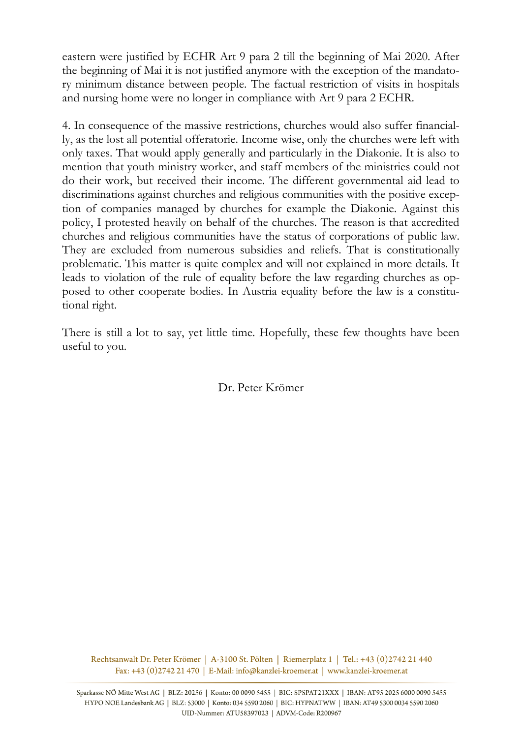eastern were justified by ECHR Art 9 para 2 till the beginning of Mai 2020. After the beginning of Mai it is not justified anymore with the exception of the mandatory minimum distance between people. The factual restriction of visits in hospitals and nursing home were no longer in compliance with Art 9 para 2 ECHR.

4. In consequence of the massive restrictions, churches would also suffer financially, as the lost all potential offeratorie. Income wise, only the churches were left with only taxes. That would apply generally and particularly in the Diakonie. It is also to mention that youth ministry worker, and staff members of the ministries could not do their work, but received their income. The different governmental aid lead to discriminations against churches and religious communities with the positive exception of companies managed by churches for example the Diakonie. Against this policy, I protested heavily on behalf of the churches. The reason is that accredited churches and religious communities have the status of corporations of public law. They are excluded from numerous subsidies and reliefs. That is constitutionally problematic. This matter is quite complex and will not explained in more details. It leads to violation of the rule of equality before the law regarding churches as opposed to other cooperate bodies. In Austria equality before the law is a constitutional right.

There is still a lot to say, yet little time. Hopefully, these few thoughts have been useful to you.

Dr. Peter Krömer